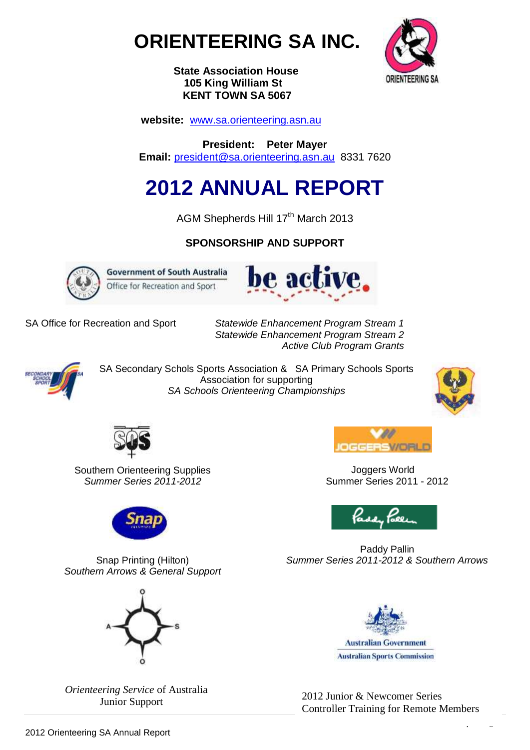# ORIENTEERING SA INC.

**State Association House**
**105 King William St**
**KENT TOWN SA 5067**

**website:** www.sa.orienteering.asn.au

**President: Peter Mayer**
**Email:** president@sa.orienteering.asn.au 8331 7620

# 2012 ANNUAL REPORT

AGM Shepherds Hill 17th March 2013

## SPONSORSHIP AND SUPPORT

SA Office for Recreation and Sport

*Statewide Enhancement Program Stream 1*
*Statewide Enhancement Program Stream 2*
*Active Club Program Grants*

SA Secondary Schols Sports Association & SA Primary Schools Sports Association for supporting
*SA Schools Orienteering Championships*

Southern Orienteering Supplies
*Summer Series 2011-2012*

Joggers World
Summer Series 2011 - 2012

Snap Printing (Hilton)
*Southern Arrows & General Support*

Paddy Pallin
*Summer Series 2011-2012 & Southern Arrows*

*Orienteering Service* of Australia
Junior Support

2012 Junior & Newcomer Series
Controller Training for Remote Members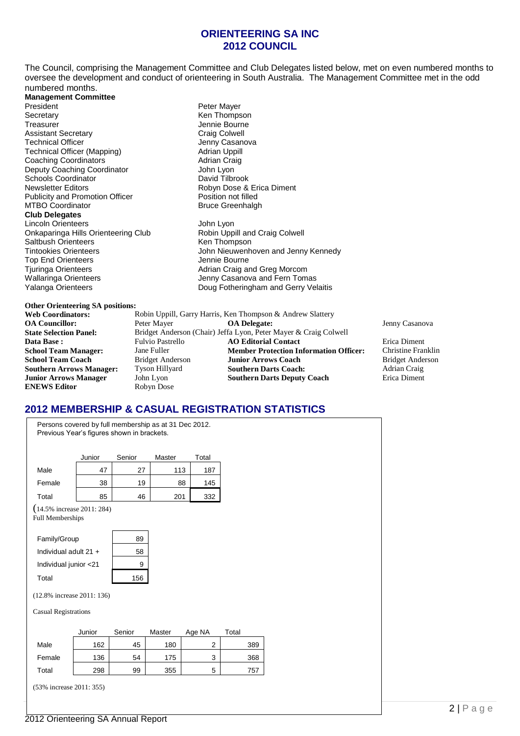# ORIENTEERING SA INC
# 2012 COUNCIL

The Council, comprising the Management Committee and Club Delegates listed below, met on even numbered months to oversee the development and conduct of orienteering in South Australia. The Management Committee met in the odd numbered months.

**Management Committee**

| | |
|---|---|
| President | Peter Mayer |
| Secretary | Ken Thompson |
| Treasurer | Jennie Bourne |
| Assistant Secretary | Craig Colwell |
| Technical Officer | Jenny Casanova |
| Technical Officer (Mapping) | Adrian Uppill |
| Coaching Coordinators | Adrian Craig |
| Deputy Coaching Coordinator | John Lyon |
| Schools Coordinator | David Tilbrook |
| Newsletter Editors | Robyn Dose & Erica Diment |
| Publicity and Promotion Officer | Position not filled |
| MTBO Coordinator | Bruce Greenhalgh |

**Club Delegates**

| | |
|---|---|
| Lincoln Orienteers | John Lyon |
| Onkaparinga Hills Orienteering Club | Robin Uppill and Craig Colwell |
| Saltbush Orienteers | Ken Thompson |
| Tintookies Orienteers | John Nieuwenhoven and Jenny Kennedy |
| Top End Orienteers | Jennie Bourne |
| Tjuringa Orienteers | Adrian Craig and Greg Morcom |
| Wallaringa Orienteers | Jenny Casanova and Fern Tomas |
| Yalanga Orienteers | Doug Fotheringham and Gerry Velaitis |

**Other Orienteering SA positions:**

| | | | |
|---|---|---|---|
| **Web Coordinators:** | Robin Uppill, Garry Harris, Ken Thompson & Andrew Slattery | | |
| **OA Councillor:** | Peter Mayer | **OA Delegate:** | Jenny Casanova |
| **State Selection Panel:** | Bridget Anderson (Chair) Jeffa Lyon, Peter Mayer & Craig Colwell | | |
| **Data Base :** | Fulvio Pastrello | **AO Editorial Contact** | Erica Diment |
| **School Team Manager:** | Jane Fuller | **Member Protection Information Officer:** | Christine Franklin |
| **School Team Coach** | Bridget Anderson | **Junior Arrows Coach** | Bridget Anderson |
| **Southern Arrows Manager:** | Tyson Hillyard | **Southern Darts Coach:** | Adrian Craig |
| **Junior Arrows Manager** | John Lyon | **Southern Darts Deputy Coach** | Erica Diment |
| **ENEWS Editor** | Robyn Dose | | |

## 2012 MEMBERSHIP & CASUAL REGISTRATION STATISTICS

Persons covered by full membership as at 31 Dec 2012.
Previous Year's figures shown in brackets.

| | Junior | Senior | Master | Total |
|---|---|---|---|---|
| Male | 47 | 27 | 113 | 187 |
| Female | 38 | 19 | 88 | 145 |
| Total | 85 | 46 | 201 | 332 |

(14.5% increase 2011: 284)

Full Memberships

| | |
|---|---|
| Family/Group | 89 |
| Individual adult 21 + | 58 |
| Individual junior <21 | 9 |
| Total | 156 |

(12.8% increase 2011: 136)

Casual Registrations

| | Junior | Senior | Master | Age NA | Total |
|---|---|---|---|---|---|
| Male | 162 | 45 | 180 | 2 | 389 |
| Female | 136 | 54 | 175 | 3 | 368 |
| Total | 298 | 99 | 355 | 5 | 757 |

(53% increase 2011: 355)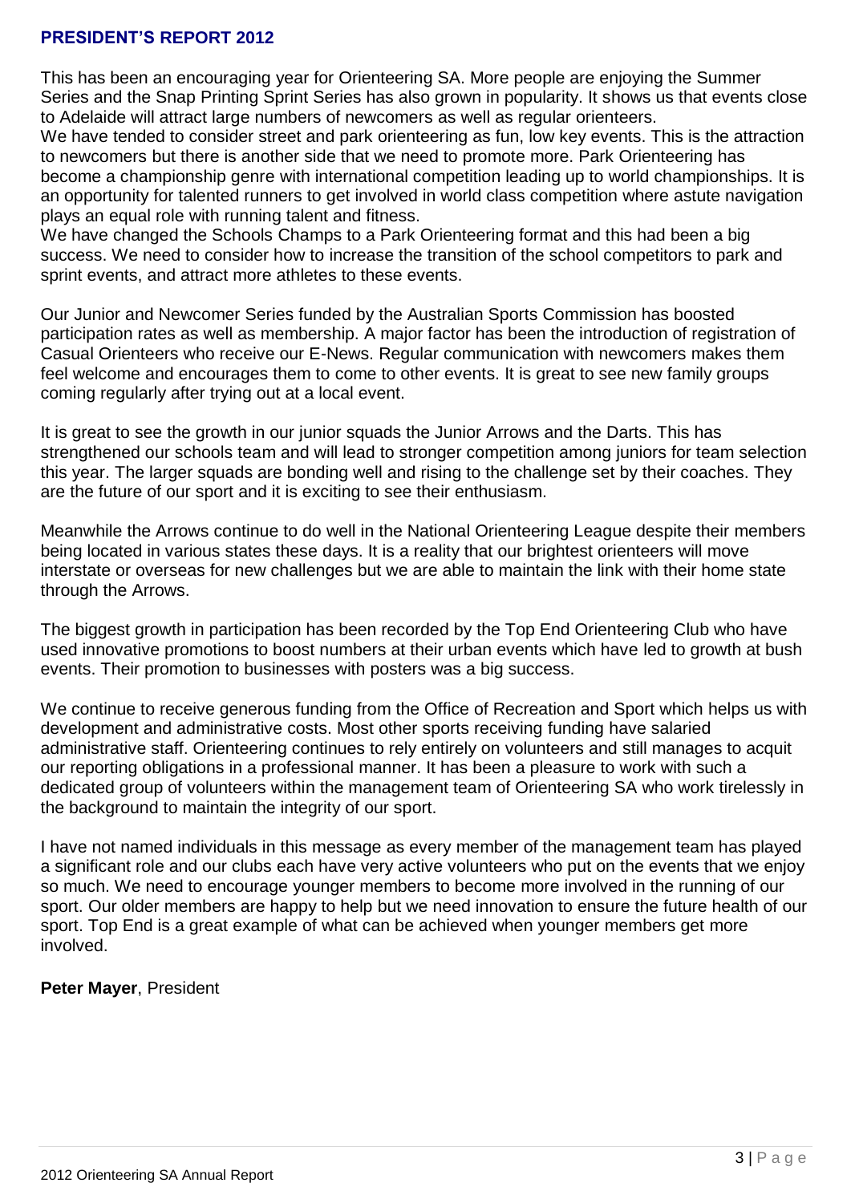## PRESIDENT'S REPORT 2012

This has been an encouraging year for Orienteering SA. More people are enjoying the Summer Series and the Snap Printing Sprint Series has also grown in popularity. It shows us that events close to Adelaide will attract large numbers of newcomers as well as regular orienteers.
We have tended to consider street and park orienteering as fun, low key events. This is the attraction to newcomers but there is another side that we need to promote more. Park Orienteering has become a championship genre with international competition leading up to world championships. It is an opportunity for talented runners to get involved in world class competition where astute navigation plays an equal role with running talent and fitness.
We have changed the Schools Champs to a Park Orienteering format and this had been a big success. We need to consider how to increase the transition of the school competitors to park and sprint events, and attract more athletes to these events.

Our Junior and Newcomer Series funded by the Australian Sports Commission has boosted participation rates as well as membership. A major factor has been the introduction of registration of Casual Orienteers who receive our E-News. Regular communication with newcomers makes them feel welcome and encourages them to come to other events. It is great to see new family groups coming regularly after trying out at a local event.

It is great to see the growth in our junior squads the Junior Arrows and the Darts. This has strengthened our schools team and will lead to stronger competition among juniors for team selection this year. The larger squads are bonding well and rising to the challenge set by their coaches. They are the future of our sport and it is exciting to see their enthusiasm.

Meanwhile the Arrows continue to do well in the National Orienteering League despite their members being located in various states these days. It is a reality that our brightest orienteers will move interstate or overseas for new challenges but we are able to maintain the link with their home state through the Arrows.

The biggest growth in participation has been recorded by the Top End Orienteering Club who have used innovative promotions to boost numbers at their urban events which have led to growth at bush events. Their promotion to businesses with posters was a big success.

We continue to receive generous funding from the Office of Recreation and Sport which helps us with development and administrative costs. Most other sports receiving funding have salaried administrative staff. Orienteering continues to rely entirely on volunteers and still manages to acquit our reporting obligations in a professional manner. It has been a pleasure to work with such a dedicated group of volunteers within the management team of Orienteering SA who work tirelessly in the background to maintain the integrity of our sport.

I have not named individuals in this message as every member of the management team has played a significant role and our clubs each have very active volunteers who put on the events that we enjoy so much. We need to encourage younger members to become more involved in the running of our sport. Our older members are happy to help but we need innovation to ensure the future health of our sport. Top End is a great example of what can be achieved when younger members get more involved.

**Peter Mayer**, President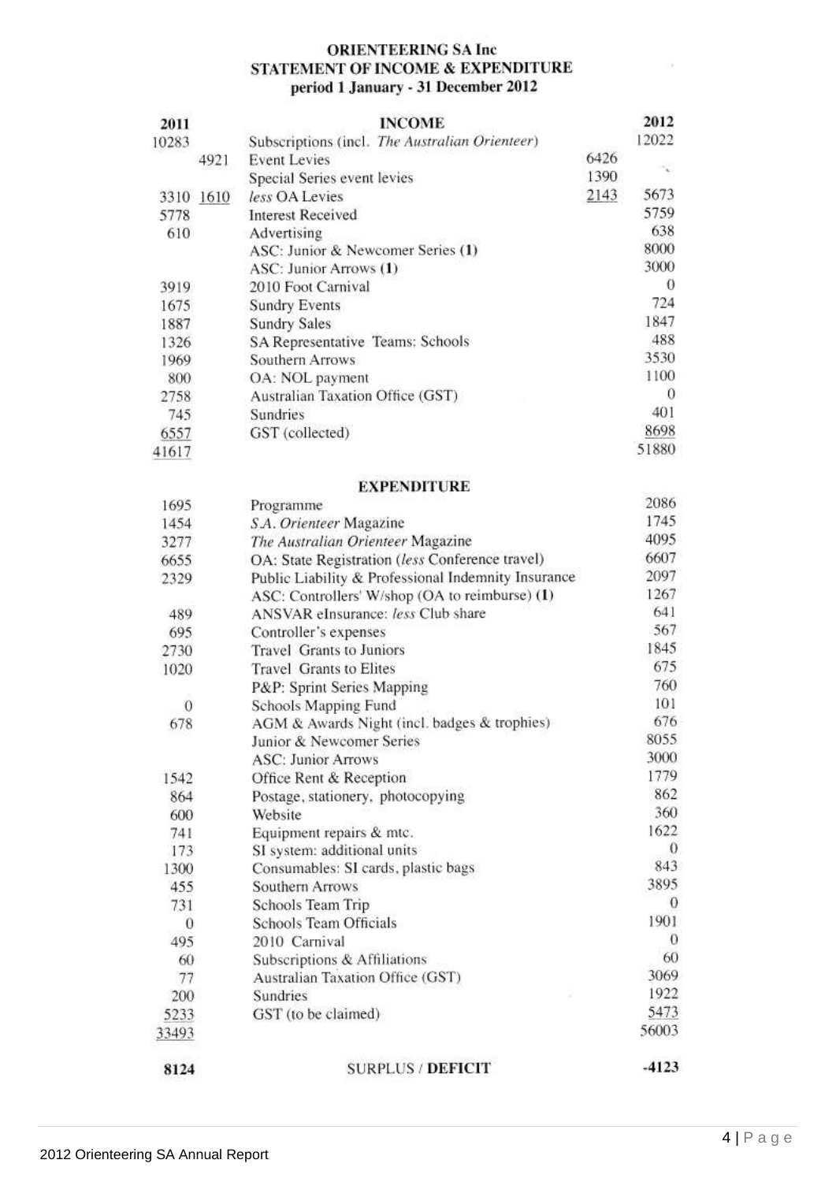# ORIENTEERING SA Inc
## STATEMENT OF INCOME & EXPENDITURE
### period 1 January - 31 December 2012

| 2011 | | INCOME | | 2012 |
|---|---|---|---|---|
| 10283 | | Subscriptions (incl. *The Australian Orienteer*) | | 12022 |
| | 4921 | Event Levies | 6426 | |
| | | Special Series event levies | 1390 | |
| 3310 | 1610 | *less* OA Levies | 2143 | 5673 |
| 5778 | | Interest Received | | 5759 |
| 610 | | Advertising | | 638 |
| | | ASC: Junior & Newcomer Series (1) | | 8000 |
| | | ASC: Junior Arrows (1) | | 3000 |
| 3919 | | 2010 Foot Carnival | | 0 |
| 1675 | | Sundry Events | | 724 |
| 1887 | | Sundry Sales | | 1847 |
| 1326 | | SA Representative Teams: Schools | | 488 |
| 1969 | | Southern Arrows | | 3530 |
| 800 | | OA: NOL payment | | 1100 |
| 2758 | | Australian Taxation Office (GST) | | 0 |
| 745 | | Sundries | | 401 |
| 6557 | | GST (collected) | | 8698 |
| 41617 | | | | 51880 |

| 2011 | EXPENDITURE | 2012 |
|---|---|---|
| 1695 | Programme | 2086 |
| 1454 | *S.A. Orienteer* Magazine | 1745 |
| 3277 | *The Australian Orienteer* Magazine | 4095 |
| 6655 | OA: State Registration (*less* Conference travel) | 6607 |
| 2329 | Public Liability & Professional Indemnity Insurance | 2097 |
| | ASC: Controllers' W/shop (OA to reimburse) (1) | 1267 |
| 489 | ANSVAR eInsurance: *less* Club share | 641 |
| 695 | Controller's expenses | 567 |
| 2730 | Travel Grants to Juniors | 1845 |
| 1020 | Travel Grants to Elites | 675 |
| | P&P: Sprint Series Mapping | 760 |
| 0 | Schools Mapping Fund | 101 |
| 678 | AGM & Awards Night (incl. badges & trophies) | 676 |
| | Junior & Newcomer Series | 8055 |
| | ASC: Junior Arrows | 3000 |
| 1542 | Office Rent & Reception | 1779 |
| 864 | Postage, stationery, photocopying | 862 |
| 600 | Website | 360 |
| 741 | Equipment repairs & mtc. | 1622 |
| 173 | SI system: additional units | 0 |
| 1300 | Consumables: SI cards, plastic bags | 843 |
| 455 | Southern Arrows | 3895 |
| 731 | Schools Team Trip | 0 |
| 0 | Schools Team Officials | 1901 |
| 495 | 2010 Carnival | 0 |
| 60 | Subscriptions & Affiliations | 60 |
| 77 | Australian Taxation Office (GST) | 3069 |
| 200 | Sundries | 1922 |
| 5233 | GST (to be claimed) | 5473 |
| 33493 | | 56003 |
| **8124** | SURPLUS / **DEFICIT** | **-4123** |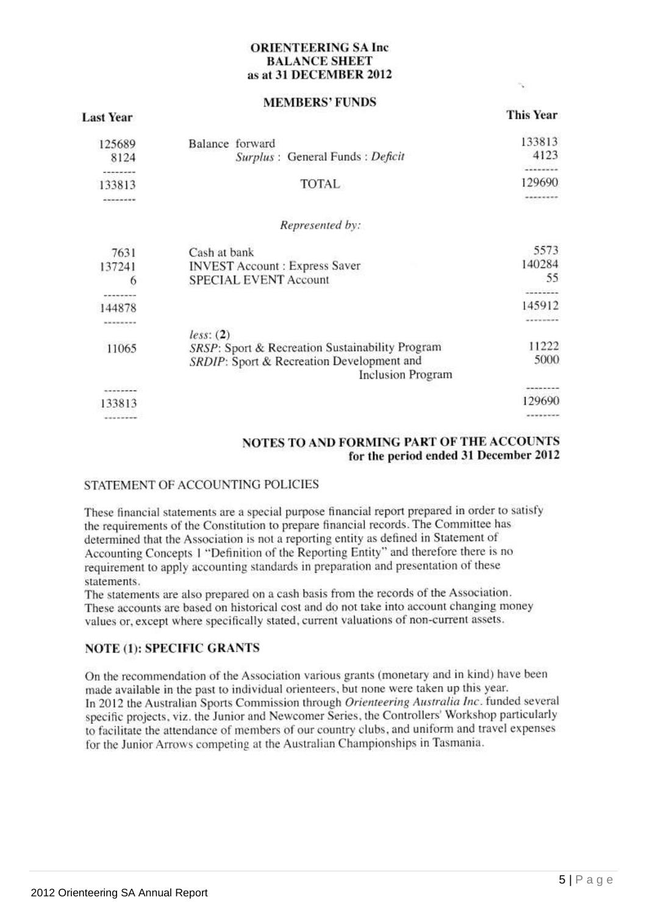**ORIENTEERING SA Inc**
**BALANCE SHEET**
**as at 31 DECEMBER 2012**

**MEMBERS' FUNDS**

| Last Year | | This Year |
|---|---|---|
| 125689 | Balance forward | 133813 |
| 8124 | *Surplus* : General Funds : *Deficit* | 4123 |
| -------- | | -------- |
| 133813 | TOTAL | 129690 |
| -------- | | -------- |
| | *Represented by:* | |
| 7631 | Cash at bank | 5573 |
| 137241 | INVEST Account : Express Saver | 140284 |
| 6 | SPECIAL EVENT Account | 55 |
| -------- | | -------- |
| 144878 | | 145912 |
| -------- | | -------- |
| | *less*: **(2)** | |
| 11065 | *SRSP*: Sport & Recreation Sustainability Program | 11222 |
| | *SRDIP*: Sport & Recreation Development and Inclusion Program | 5000 |
| -------- | | -------- |
| 133813 | | 129690 |
| -------- | | -------- |

## NOTES TO AND FORMING PART OF THE ACCOUNTS for the period ended 31 December 2012

### STATEMENT OF ACCOUNTING POLICIES

These financial statements are a special purpose financial report prepared in order to satisfy the requirements of the Constitution to prepare financial records. The Committee has determined that the Association is not a reporting entity as defined in Statement of Accounting Concepts 1 "Definition of the Reporting Entity" and therefore there is no requirement to apply accounting standards in preparation and presentation of these statements.
The statements are also prepared on a cash basis from the records of the Association. These accounts are based on historical cost and do not take into account changing money values or, except where specifically stated, current valuations of non-current assets.

### NOTE (1): SPECIFIC GRANTS

On the recommendation of the Association various grants (monetary and in kind) have been made available in the past to individual orienteers, but none were taken up this year.
In 2012 the Australian Sports Commission through *Orienteering Australia Inc*. funded several specific projects, viz. the Junior and Newcomer Series, the Controllers' Workshop particularly to facilitate the attendance of members of our country clubs, and uniform and travel expenses for the Junior Arrows competing at the Australian Championships in Tasmania.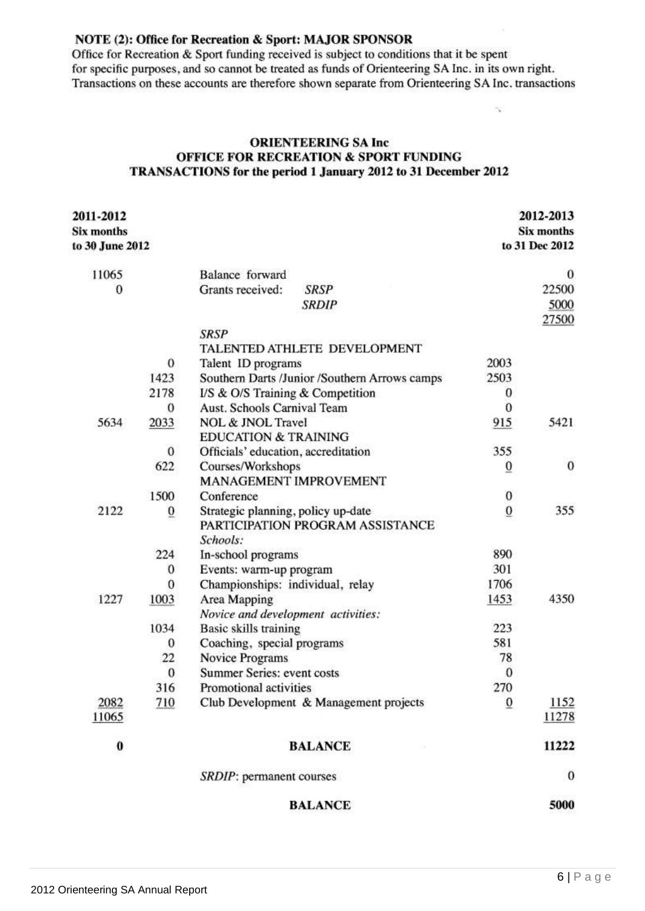**NOTE (2): Office for Recreation & Sport: MAJOR SPONSOR**

Office for Recreation & Sport funding received is subject to conditions that it be spent for specific purposes, and so cannot be treated as funds of Orienteering SA Inc. in its own right. Transactions on these accounts are therefore shown separate from Orienteering SA Inc. transactions

## ORIENTEERING SA Inc
## OFFICE FOR RECREATION & SPORT FUNDING
## TRANSACTIONS for the period 1 January 2012 to 31 December 2012

| 2011-2012 Six months to 30 June 2012 | | | | 2012-2013 Six months to 31 Dec 2012 |
|---|---|---|---|---|
| 11065 | | Balance forward | | 0 |
| 0 | | Grants received: *SRSP* | | 22500 |
| | | *SRDIP* | | 5000 |
| | | | | 27500 |
| | | *SRSP* | | |
| | | TALENTED ATHLETE DEVELOPMENT | | |
| | 0 | Talent ID programs | 2003 | |
| | 1423 | Southern Darts /Junior /Southern Arrows camps | 2503 | |
| | 2178 | I/S & O/S Training & Competition | 0 | |
| | 0 | Aust. Schools Carnival Team | 0 | |
| 5634 | 2033 | NOL & JNOL Travel | 915 | 5421 |
| | | EDUCATION & TRAINING | | |
| | 0 | Officials' education, accreditation | 355 | |
| | 622 | Courses/Workshops | 0 | 0 |
| | | MANAGEMENT IMPROVEMENT | | |
| | 1500 | Conference | 0 | |
| 2122 | 0 | Strategic planning, policy up-date | 0 | 355 |
| | | PARTICIPATION PROGRAM ASSISTANCE | | |
| | | *Schools:* | | |
| | 224 | In-school programs | 890 | |
| | 0 | Events: warm-up program | 301 | |
| | 0 | Championships: individual, relay | 1706 | |
| 1227 | 1003 | Area Mapping | 1453 | 4350 |
| | | *Novice and development activities:* | | |
| | 1034 | Basic skills training | 223 | |
| | 0 | Coaching, special programs | 581 | |
| | 22 | Novice Programs | 78 | |
| | 0 | Summer Series: event costs | 0 | |
| | 316 | Promotional activities | 270 | |
| 2082 | 710 | Club Development & Management projects | 0 | 1152 |
| 11065 | | | | 11278 |
| **0** | | **BALANCE** | | **11222** |
| | | *SRDIP*: permanent courses | | 0 |
| | | **BALANCE** | | **5000** |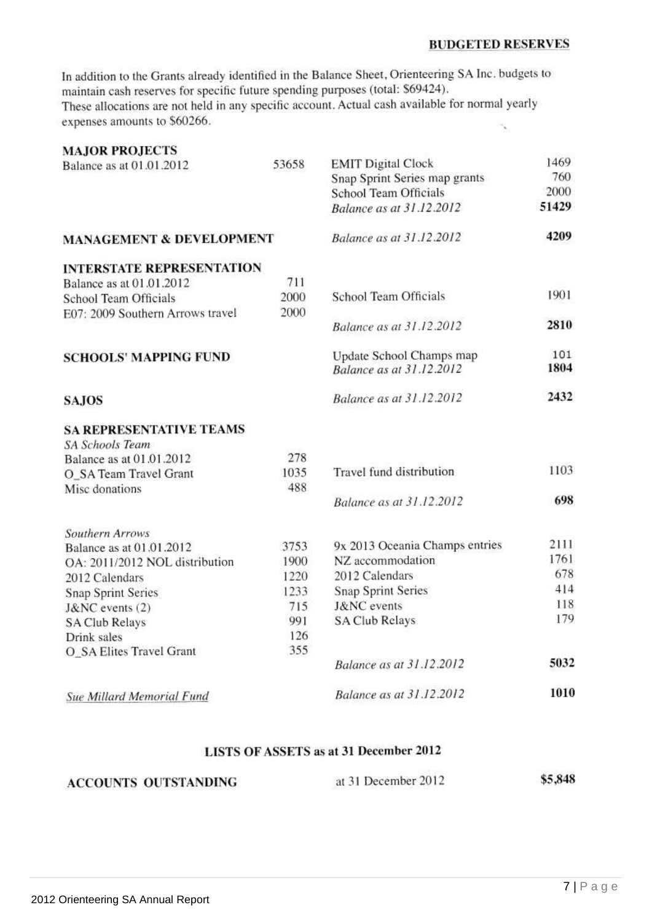## BUDGETED RESERVES

In addition to the Grants already identified in the Balance Sheet, Orienteering SA Inc. budgets to maintain cash reserves for specific future spending purposes (total: $69424). These allocations are not held in any specific account. Actual cash available for normal yearly expenses amounts to $60266.

| | | | |
|---|---|---|---|
| **MAJOR PROJECTS** | | | |
| Balance as at 01.01.2012 | 53658 | EMIT Digital Clock | 1469 |
| | | Snap Sprint Series map grants | 760 |
| | | School Team Officials | 2000 |
| | | *Balance as at 31.12.2012* | **51429** |
| **MANAGEMENT & DEVELOPMENT** | | *Balance as at 31.12.2012* | **4209** |
| **INTERSTATE REPRESENTATION** | | | |
| Balance as at 01.01.2012 | 711 | | |
| School Team Officials | 2000 | School Team Officials | 1901 |
| E07: 2009 Southern Arrows travel | 2000 | | |
| | | *Balance as at 31.12.2012* | **2810** |
| **SCHOOLS' MAPPING FUND** | | Update School Champs map | 101 |
| | | *Balance as at 31.12.2012* | **1804** |
| **SAJOS** | | *Balance as at 31.12.2012* | **2432** |
| **SA REPRESENTATIVE TEAMS** | | | |
| *SA Schools Team* | | | |
| Balance as at 01.01.2012 | 278 | | |
| O_SA Team Travel Grant | 1035 | Travel fund distribution | 1103 |
| Misc donations | 488 | | |
| | | *Balance as at 31.12.2012* | **698** |
| *Southern Arrows* | | | |
| Balance as at 01.01.2012 | 3753 | 9x 2013 Oceania Champs entries | 2111 |
| OA: 2011/2012 NOL distribution | 1900 | NZ accommodation | 1761 |
| 2012 Calendars | 1220 | 2012 Calendars | 678 |
| Snap Sprint Series | 1233 | Snap Sprint Series | 414 |
| J&NC events (2) | 715 | J&NC events | 118 |
| SA Club Relays | 991 | SA Club Relays | 179 |
| Drink sales | 126 | | |
| O_SA Elites Travel Grant | 355 | | |
| | | *Balance as at 31.12.2012* | **5032** |
| *Sue Millard Memorial Fund* | | *Balance as at 31.12.2012* | **1010** |

## LISTS OF ASSETS as at 31 December 2012

| | | |
|---|---|---|
| **ACCOUNTS OUTSTANDING** | at 31 December 2012 | **$5,848** |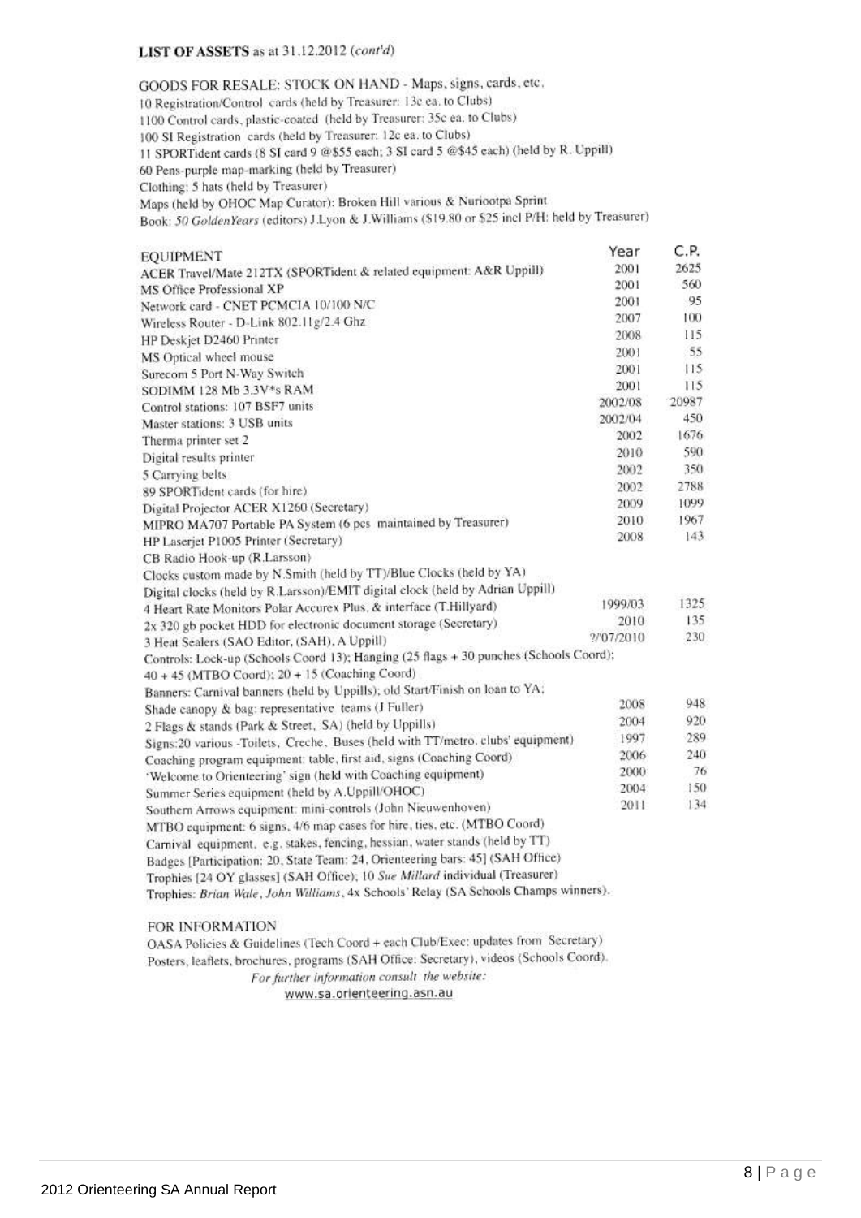**LIST OF ASSETS** as at 31.12.2012 *(cont'd)*

GOODS FOR RESALE: STOCK ON HAND - Maps, signs, cards, etc.
10 Registration/Control cards (held by Treasurer: 13c ea. to Clubs)
1100 Control cards, plastic-coated (held by Treasurer: 35c ea. to Clubs)
100 SI Registration cards (held by Treasurer: 12c ea. to Clubs)
11 SPORTident cards (8 SI card 9 @$55 each; 3 SI card 5 @$45 each) (held by R. Uppill)
60 Pens-purple map-marking (held by Treasurer)
Clothing: 5 hats (held by Treasurer)
Maps (held by OHOC Map Curator): Broken Hill various & Nuriootpa Sprint
Book: *50 GoldenYears* (editors) J.Lyon & J.Williams ($19.80 or $25 incl P/H: held by Treasurer)

| EQUIPMENT | Year | C.P. |
|---|---|---|
| ACER Travel/Mate 212TX (SPORTident & related equipment: A&R Uppill) | 2001 | 2625 |
| MS Office Professional XP | 2001 | 560 |
| Network card - CNET PCMCIA 10/100 N/C | 2001 | 95 |
| Wireless Router - D-Link 802.11g/2.4 Ghz | 2007 | 100 |
| HP Deskjet D2460 Printer | 2008 | 115 |
| MS Optical wheel mouse | 2001 | 55 |
| Surecom 5 Port N-Way Switch | 2001 | 115 |
| SODIMM 128 Mb 3.3V*s RAM | 2001 | 115 |
| Control stations: 107 BSF7 units | 2002/08 | 20987 |
| Master stations: 3 USB units | 2002/04 | 450 |
| Therma printer set 2 | 2002 | 1676 |
| Digital results printer | 2010 | 590 |
| 5 Carrying belts | 2002 | 350 |
| 89 SPORTident cards (for hire) | 2002 | 2788 |
| Digital Projector ACER X1260 (Secretary) | 2009 | 1099 |
| MIPRO MA707 Portable PA System (6 pcs maintained by Treasurer) | 2010 | 1967 |
| HP Laserjet P1005 Printer (Secretary) | 2008 | 143 |
| CB Radio Hook-up (R.Larsson) | | |
| Clocks custom made by N.Smith (held by TT)/Blue Clocks (held by YA) | | |
| Digital clocks (held by R.Larsson)/EMIT digital clock (held by Adrian Uppill) | | |
| 4 Heart Rate Monitors Polar Accurex Plus, & interface (T.Hillyard) | 1999/03 | 1325 |
| 2x 320 gb pocket HDD for electronic document storage (Secretary) | 2010 | 135 |
| 3 Heat Sealers (SAO Editor, (SAH), A Uppill) | ?/07/2010 | 230 |
| Controls: Lock-up (Schools Coord 13); Hanging (25 flags + 30 punches (Schools Coord); 40 + 45 (MTBO Coord); 20 + 15 (Coaching Coord) | | |
| Banners: Carnival banners (held by Uppills); old Start/Finish on loan to YA; | | |
| Shade canopy & bag: representative teams (J Fuller) | 2008 | 948 |
| 2 Flags & stands (Park & Street, SA) (held by Uppills) | 2004 | 920 |
| Signs:20 various -Toilets, Creche, Buses (held with TT/metro. clubs' equipment) | 1997 | 289 |
| Coaching program equipment: table, first aid, signs (Coaching Coord) | 2006 | 240 |
| 'Welcome to Orienteering' sign (held with Coaching equipment) | 2000 | 76 |
| Summer Series equipment (held by A.Uppill/OHOC) | 2004 | 150 |
| Southern Arrows equipment: mini-controls (John Nieuwenhoven) | 2011 | 134 |
| MTBO equipment: 6 signs, 4/6 map cases for hire, ties, etc. (MTBO Coord) | | |
| Carnival equipment, e.g. stakes, fencing, hessian, water stands (held by TT) | | |
| Badges [Participation: 20, State Team: 24, Orienteering bars: 45] (SAH Office) | | |
| Trophies [24 OY glasses] (SAH Office); 10 *Sue Millard* individual (Treasurer) | | |
| Trophies: *Brian Wale*, *John Williams*, 4x Schools' Relay (SA Schools Champs winners). | | |

FOR INFORMATION
OASA Policies & Guidelines (Tech Coord + each Club/Exec: updates from Secretary)
Posters, leaflets, brochures, programs (SAH Office: Secretary), videos (Schools Coord).

*For further information consult the website:*
www.sa.orienteering.asn.au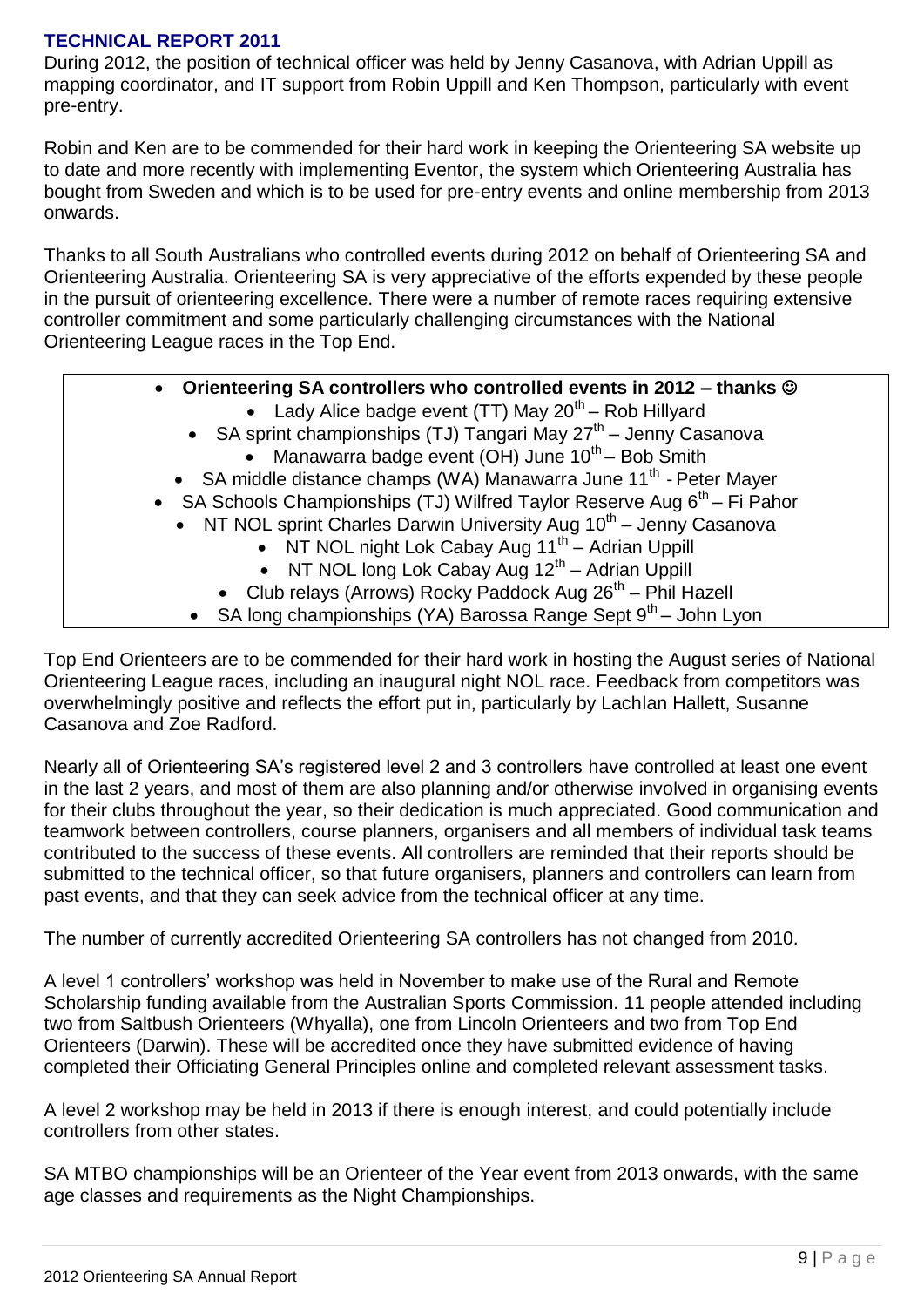## TECHNICAL REPORT 2011

During 2012, the position of technical officer was held by Jenny Casanova, with Adrian Uppill as mapping coordinator, and IT support from Robin Uppill and Ken Thompson, particularly with event pre-entry.

Robin and Ken are to be commended for their hard work in keeping the Orienteering SA website up to date and more recently with implementing Eventor, the system which Orienteering Australia has bought from Sweden and which is to be used for pre-entry events and online membership from 2013 onwards.

Thanks to all South Australians who controlled events during 2012 on behalf of Orienteering SA and Orienteering Australia. Orienteering SA is very appreciative of the efforts expended by these people in the pursuit of orienteering excellence. There were a number of remote races requiring extensive controller commitment and some particularly challenging circumstances with the National Orienteering League races in the Top End.

- **Orienteering SA controllers who controlled events in 2012 – thanks ☺**
  - Lady Alice badge event (TT) May 20th – Rob Hillyard
  - SA sprint championships (TJ) Tangari May 27th – Jenny Casanova
  - Manawarra badge event (OH) June 10th – Bob Smith
  - SA middle distance champs (WA) Manawarra June 11th - Peter Mayer
  - SA Schools Championships (TJ) Wilfred Taylor Reserve Aug 6th – Fi Pahor
  - NT NOL sprint Charles Darwin University Aug 10th – Jenny Casanova
  - NT NOL night Lok Cabay Aug 11th – Adrian Uppill
  - NT NOL long Lok Cabay Aug 12th – Adrian Uppill
  - Club relays (Arrows) Rocky Paddock Aug 26th – Phil Hazell
  - SA long championships (YA) Barossa Range Sept 9th – John Lyon

Top End Orienteers are to be commended for their hard work in hosting the August series of National Orienteering League races, including an inaugural night NOL race. Feedback from competitors was overwhelmingly positive and reflects the effort put in, particularly by Lachlan Hallett, Susanne Casanova and Zoe Radford.

Nearly all of Orienteering SA's registered level 2 and 3 controllers have controlled at least one event in the last 2 years, and most of them are also planning and/or otherwise involved in organising events for their clubs throughout the year, so their dedication is much appreciated. Good communication and teamwork between controllers, course planners, organisers and all members of individual task teams contributed to the success of these events. All controllers are reminded that their reports should be submitted to the technical officer, so that future organisers, planners and controllers can learn from past events, and that they can seek advice from the technical officer at any time.

The number of currently accredited Orienteering SA controllers has not changed from 2010.

A level 1 controllers' workshop was held in November to make use of the Rural and Remote Scholarship funding available from the Australian Sports Commission. 11 people attended including two from Saltbush Orienteers (Whyalla), one from Lincoln Orienteers and two from Top End Orienteers (Darwin). These will be accredited once they have submitted evidence of having completed their Officiating General Principles online and completed relevant assessment tasks.

A level 2 workshop may be held in 2013 if there is enough interest, and could potentially include controllers from other states.

SA MTBO championships will be an Orienteer of the Year event from 2013 onwards, with the same age classes and requirements as the Night Championships.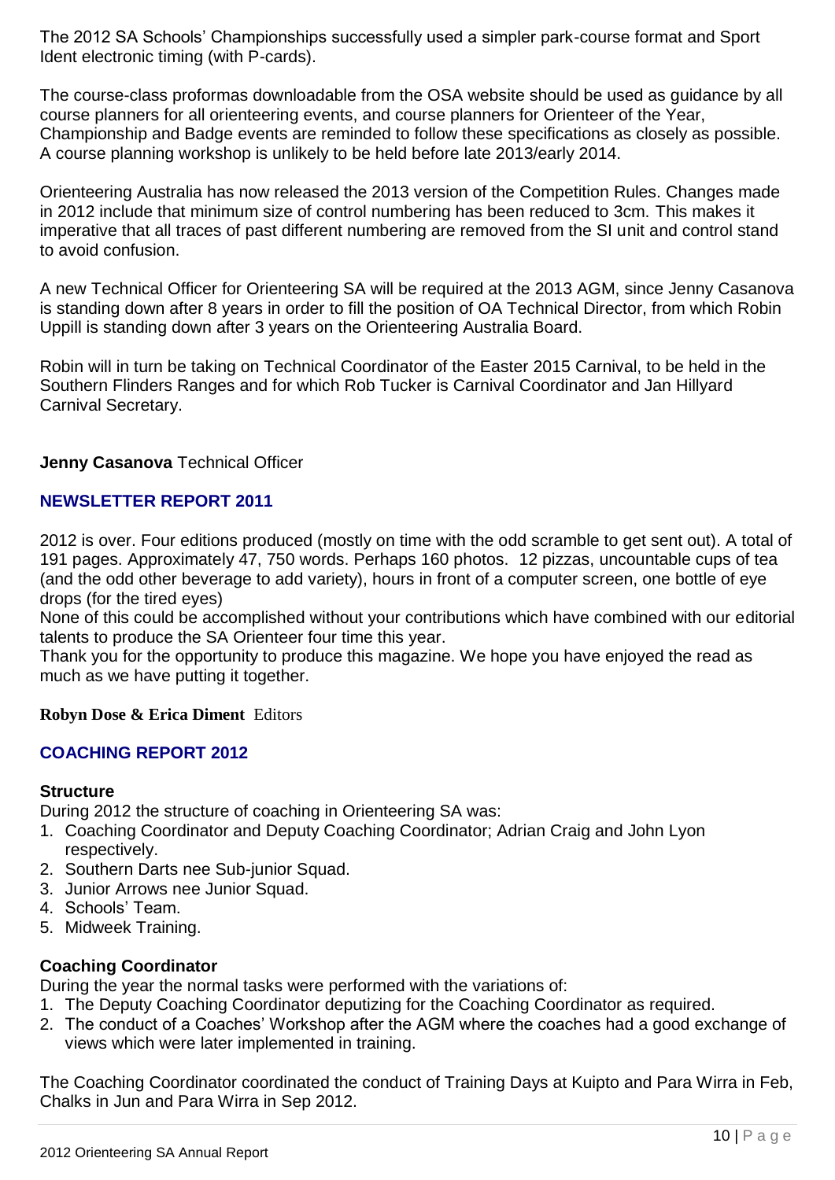The 2012 SA Schools' Championships successfully used a simpler park-course format and Sport Ident electronic timing (with P-cards).

The course-class proformas downloadable from the OSA website should be used as guidance by all course planners for all orienteering events, and course planners for Orienteer of the Year, Championship and Badge events are reminded to follow these specifications as closely as possible. A course planning workshop is unlikely to be held before late 2013/early 2014.

Orienteering Australia has now released the 2013 version of the Competition Rules. Changes made in 2012 include that minimum size of control numbering has been reduced to 3cm. This makes it imperative that all traces of past different numbering are removed from the SI unit and control stand to avoid confusion.

A new Technical Officer for Orienteering SA will be required at the 2013 AGM, since Jenny Casanova is standing down after 8 years in order to fill the position of OA Technical Director, from which Robin Uppill is standing down after 3 years on the Orienteering Australia Board.

Robin will in turn be taking on Technical Coordinator of the Easter 2015 Carnival, to be held in the Southern Flinders Ranges and for which Rob Tucker is Carnival Coordinator and Jan Hillyard Carnival Secretary.

**Jenny Casanova** Technical Officer

## NEWSLETTER REPORT 2011

2012 is over. Four editions produced (mostly on time with the odd scramble to get sent out). A total of 191 pages. Approximately 47, 750 words. Perhaps 160 photos. 12 pizzas, uncountable cups of tea (and the odd other beverage to add variety), hours in front of a computer screen, one bottle of eye drops (for the tired eyes)

None of this could be accomplished without your contributions which have combined with our editorial talents to produce the SA Orienteer four time this year.

Thank you for the opportunity to produce this magazine. We hope you have enjoyed the read as much as we have putting it together.

**Robyn Dose & Erica Diment** Editors

## COACHING REPORT 2012

### Structure

During 2012 the structure of coaching in Orienteering SA was:

1. Coaching Coordinator and Deputy Coaching Coordinator; Adrian Craig and John Lyon respectively.
2. Southern Darts nee Sub-junior Squad.
3. Junior Arrows nee Junior Squad.
4. Schools' Team.
5. Midweek Training.

### Coaching Coordinator

During the year the normal tasks were performed with the variations of:

1. The Deputy Coaching Coordinator deputizing for the Coaching Coordinator as required.
2. The conduct of a Coaches' Workshop after the AGM where the coaches had a good exchange of views which were later implemented in training.

The Coaching Coordinator coordinated the conduct of Training Days at Kuipto and Para Wirra in Feb, Chalks in Jun and Para Wirra in Sep 2012.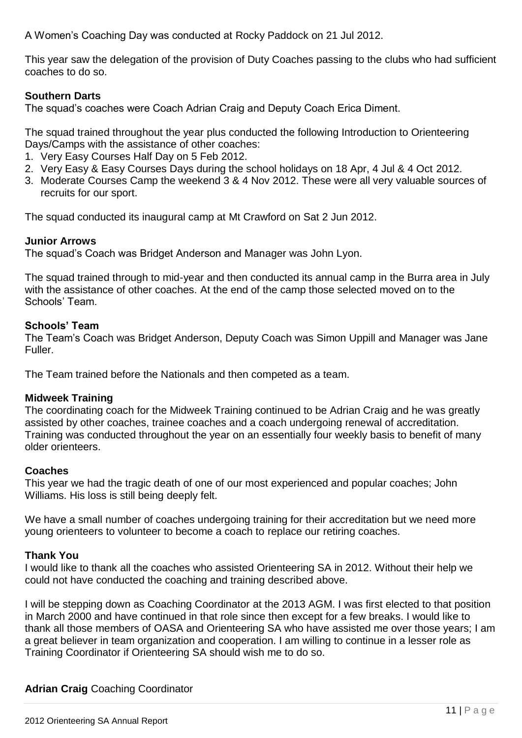A Women's Coaching Day was conducted at Rocky Paddock on 21 Jul 2012.

This year saw the delegation of the provision of Duty Coaches passing to the clubs who had sufficient coaches to do so.

**Southern Darts**

The squad's coaches were Coach Adrian Craig and Deputy Coach Erica Diment.

The squad trained throughout the year plus conducted the following Introduction to Orienteering Days/Camps with the assistance of other coaches:

1. Very Easy Courses Half Day on 5 Feb 2012.
2. Very Easy & Easy Courses Days during the school holidays on 18 Apr, 4 Jul & 4 Oct 2012.
3. Moderate Courses Camp the weekend 3 & 4 Nov 2012. These were all very valuable sources of recruits for our sport.

The squad conducted its inaugural camp at Mt Crawford on Sat 2 Jun 2012.

**Junior Arrows**

The squad's Coach was Bridget Anderson and Manager was John Lyon.

The squad trained through to mid-year and then conducted its annual camp in the Burra area in July with the assistance of other coaches. At the end of the camp those selected moved on to the Schools' Team.

**Schools' Team**

The Team's Coach was Bridget Anderson, Deputy Coach was Simon Uppill and Manager was Jane Fuller.

The Team trained before the Nationals and then competed as a team.

**Midweek Training**

The coordinating coach for the Midweek Training continued to be Adrian Craig and he was greatly assisted by other coaches, trainee coaches and a coach undergoing renewal of accreditation. Training was conducted throughout the year on an essentially four weekly basis to benefit of many older orienteers.

**Coaches**

This year we had the tragic death of one of our most experienced and popular coaches; John Williams. His loss is still being deeply felt.

We have a small number of coaches undergoing training for their accreditation but we need more young orienteers to volunteer to become a coach to replace our retiring coaches.

**Thank You**

I would like to thank all the coaches who assisted Orienteering SA in 2012. Without their help we could not have conducted the coaching and training described above.

I will be stepping down as Coaching Coordinator at the 2013 AGM. I was first elected to that position in March 2000 and have continued in that role since then except for a few breaks. I would like to thank all those members of OASA and Orienteering SA who have assisted me over those years; I am a great believer in team organization and cooperation. I am willing to continue in a lesser role as Training Coordinator if Orienteering SA should wish me to do so.

**Adrian Craig** Coaching Coordinator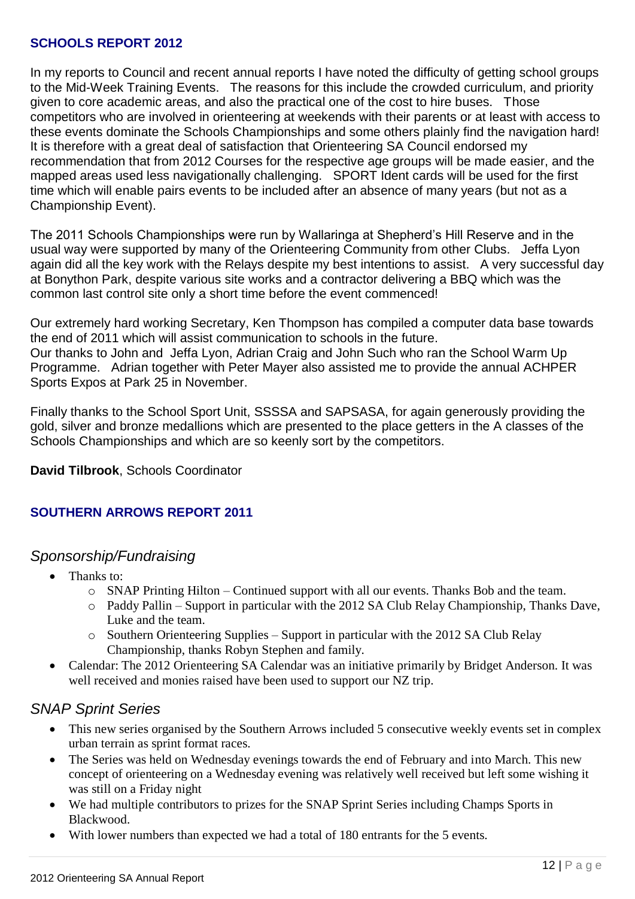## SCHOOLS REPORT 2012

In my reports to Council and recent annual reports I have noted the difficulty of getting school groups to the Mid-Week Training Events. The reasons for this include the crowded curriculum, and priority given to core academic areas, and also the practical one of the cost to hire buses. Those competitors who are involved in orienteering at weekends with their parents or at least with access to these events dominate the Schools Championships and some others plainly find the navigation hard! It is therefore with a great deal of satisfaction that Orienteering SA Council endorsed my recommendation that from 2012 Courses for the respective age groups will be made easier, and the mapped areas used less navigationally challenging. SPORT Ident cards will be used for the first time which will enable pairs events to be included after an absence of many years (but not as a Championship Event).

The 2011 Schools Championships were run by Wallaringa at Shepherd's Hill Reserve and in the usual way were supported by many of the Orienteering Community from other Clubs. Jeffa Lyon again did all the key work with the Relays despite my best intentions to assist. A very successful day at Bonython Park, despite various site works and a contractor delivering a BBQ which was the common last control site only a short time before the event commenced!

Our extremely hard working Secretary, Ken Thompson has compiled a computer data base towards the end of 2011 which will assist communication to schools in the future.
Our thanks to John and Jeffa Lyon, Adrian Craig and John Such who ran the School Warm Up Programme. Adrian together with Peter Mayer also assisted me to provide the annual ACHPER Sports Expos at Park 25 in November.

Finally thanks to the School Sport Unit, SSSSA and SAPSASA, for again generously providing the gold, silver and bronze medallions which are presented to the place getters in the A classes of the Schools Championships and which are so keenly sort by the competitors.

**David Tilbrook**, Schools Coordinator

## SOUTHERN ARROWS REPORT 2011

### *Sponsorship/Fundraising*

- Thanks to:
  - SNAP Printing Hilton – Continued support with all our events. Thanks Bob and the team.
  - Paddy Pallin – Support in particular with the 2012 SA Club Relay Championship, Thanks Dave, Luke and the team.
  - Southern Orienteering Supplies – Support in particular with the 2012 SA Club Relay Championship, thanks Robyn Stephen and family.
- Calendar: The 2012 Orienteering SA Calendar was an initiative primarily by Bridget Anderson. It was well received and monies raised have been used to support our NZ trip.

### *SNAP Sprint Series*

- This new series organised by the Southern Arrows included 5 consecutive weekly events set in complex urban terrain as sprint format races.
- The Series was held on Wednesday evenings towards the end of February and into March. This new concept of orienteering on a Wednesday evening was relatively well received but left some wishing it was still on a Friday night
- We had multiple contributors to prizes for the SNAP Sprint Series including Champs Sports in Blackwood.
- With lower numbers than expected we had a total of 180 entrants for the 5 events.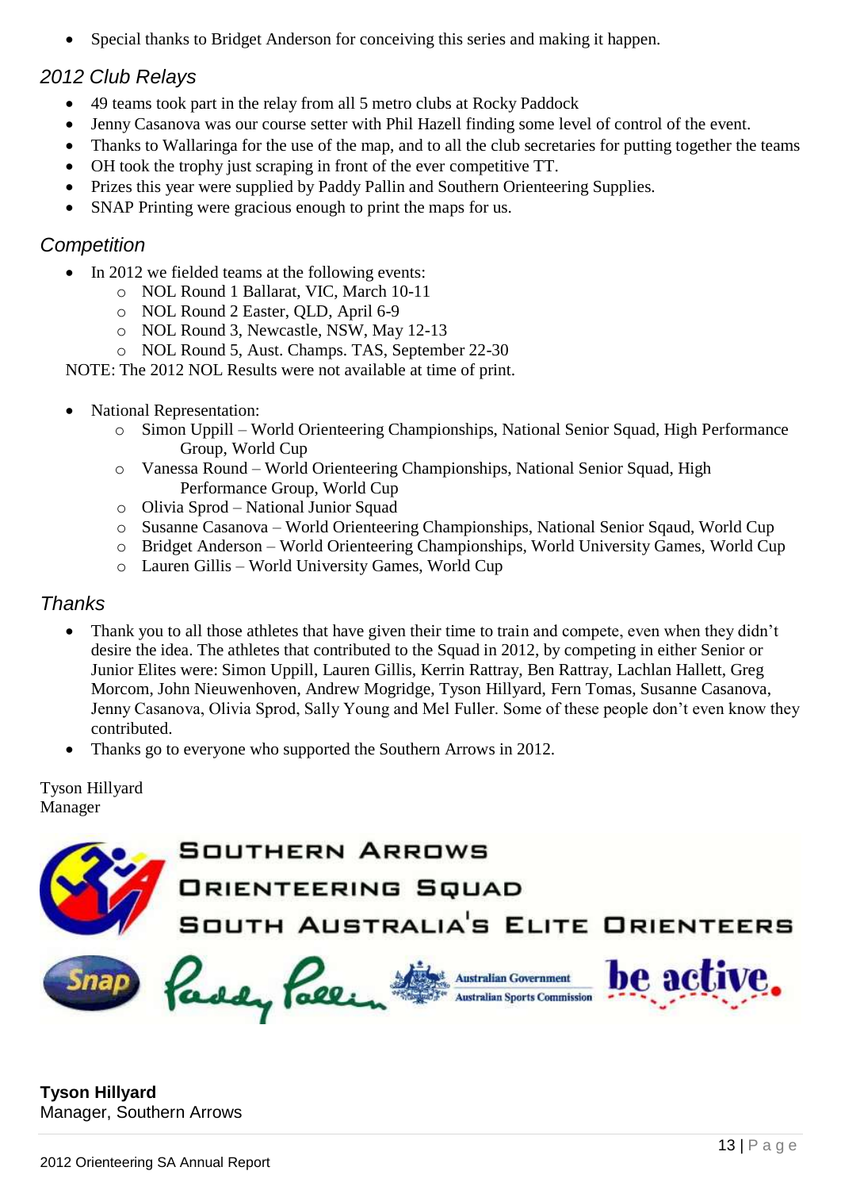- Special thanks to Bridget Anderson for conceiving this series and making it happen.

### *2012 Club Relays*

- 49 teams took part in the relay from all 5 metro clubs at Rocky Paddock
- Jenny Casanova was our course setter with Phil Hazell finding some level of control of the event.
- Thanks to Wallaringa for the use of the map, and to all the club secretaries for putting together the teams
- OH took the trophy just scraping in front of the ever competitive TT.
- Prizes this year were supplied by Paddy Pallin and Southern Orienteering Supplies.
- SNAP Printing were gracious enough to print the maps for us.

### *Competition*

- In 2012 we fielded teams at the following events:
  - NOL Round 1 Ballarat, VIC, March 10-11
  - NOL Round 2 Easter, QLD, April 6-9
  - NOL Round 3, Newcastle, NSW, May 12-13
  - NOL Round 5, Aust. Champs. TAS, September 22-30

NOTE: The 2012 NOL Results were not available at time of print.

- National Representation:
  - Simon Uppill – World Orienteering Championships, National Senior Squad, High Performance Group, World Cup
  - Vanessa Round – World Orienteering Championships, National Senior Squad, High Performance Group, World Cup
  - Olivia Sprod – National Junior Squad
  - Susanne Casanova – World Orienteering Championships, National Senior Sqaud, World Cup
  - Bridget Anderson – World Orienteering Championships, World University Games, World Cup
  - Lauren Gillis – World University Games, World Cup

### *Thanks*

- Thank you to all those athletes that have given their time to train and compete, even when they didn't desire the idea. The athletes that contributed to the Squad in 2012, by competing in either Senior or Junior Elites were: Simon Uppill, Lauren Gillis, Kerrin Rattray, Ben Rattray, Lachlan Hallett, Greg Morcom, John Nieuwenhoven, Andrew Mogridge, Tyson Hillyard, Fern Tomas, Susanne Casanova, Jenny Casanova, Olivia Sprod, Sally Young and Mel Fuller. Some of these people don't even know they contributed.
- Thanks go to everyone who supported the Southern Arrows in 2012.

Tyson Hillyard
Manager

SOUTHERN ARROWS
ORIENTEERING SQUAD
SOUTH AUSTRALIA'S ELITE ORIENTEERS

Snap | Paddy Pallin | Australian Government Australian Sports Commission | be active.

**Tyson Hillyard**
Manager, Southern Arrows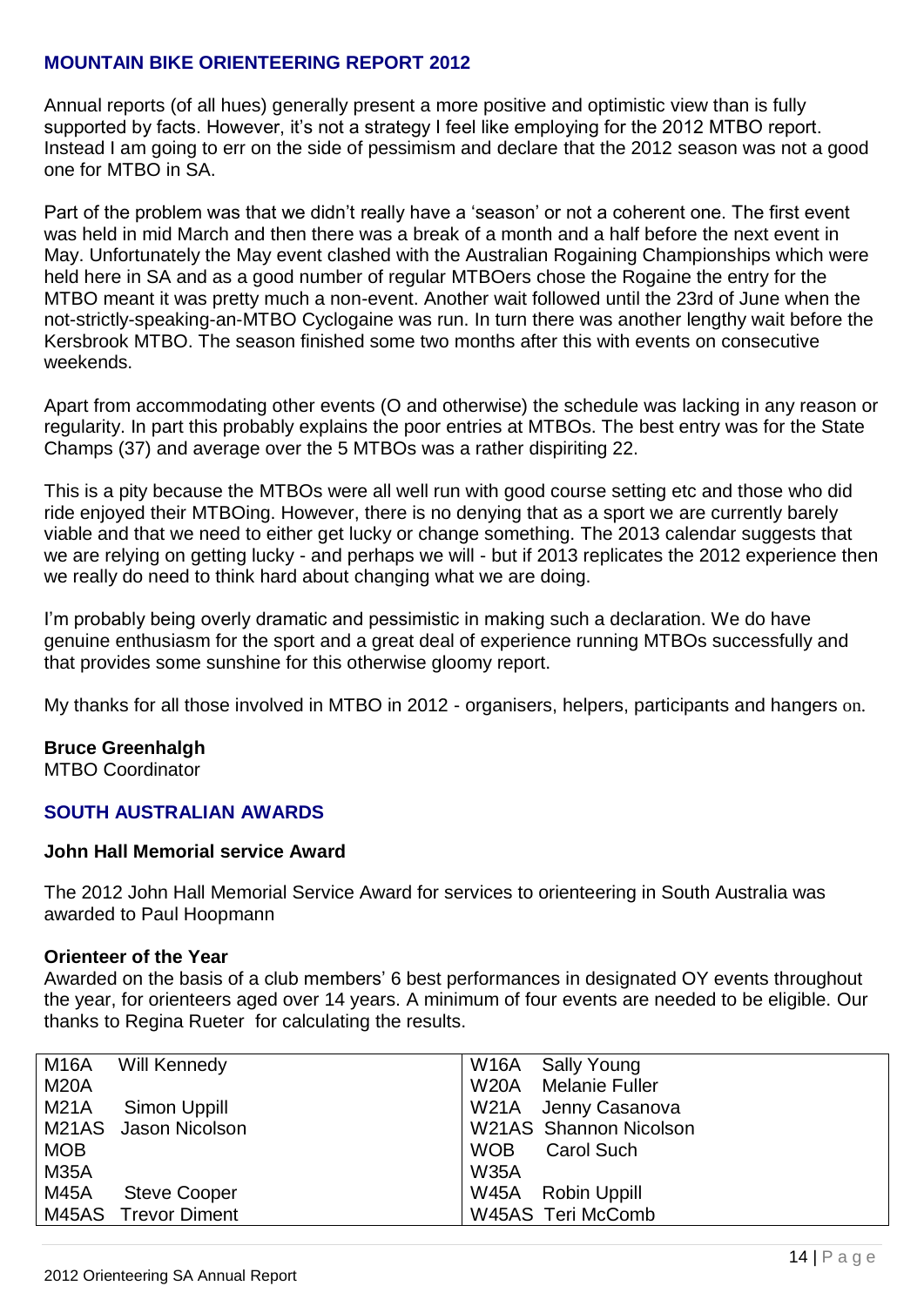## MOUNTAIN BIKE ORIENTEERING REPORT 2012

Annual reports (of all hues) generally present a more positive and optimistic view than is fully supported by facts. However, it's not a strategy I feel like employing for the 2012 MTBO report. Instead I am going to err on the side of pessimism and declare that the 2012 season was not a good one for MTBO in SA.

Part of the problem was that we didn't really have a 'season' or not a coherent one. The first event was held in mid March and then there was a break of a month and a half before the next event in May. Unfortunately the May event clashed with the Australian Rogaining Championships which were held here in SA and as a good number of regular MTBOers chose the Rogaine the entry for the MTBO meant it was pretty much a non-event. Another wait followed until the 23rd of June when the not-strictly-speaking-an-MTBO Cyclogaine was run. In turn there was another lengthy wait before the Kersbrook MTBO. The season finished some two months after this with events on consecutive weekends.

Apart from accommodating other events (O and otherwise) the schedule was lacking in any reason or regularity. In part this probably explains the poor entries at MTBOs. The best entry was for the State Champs (37) and average over the 5 MTBOs was a rather dispiriting 22.

This is a pity because the MTBOs were all well run with good course setting etc and those who did ride enjoyed their MTBOing. However, there is no denying that as a sport we are currently barely viable and that we need to either get lucky or change something. The 2013 calendar suggests that we are relying on getting lucky - and perhaps we will - but if 2013 replicates the 2012 experience then we really do need to think hard about changing what we are doing.

I'm probably being overly dramatic and pessimistic in making such a declaration. We do have genuine enthusiasm for the sport and a great deal of experience running MTBOs successfully and that provides some sunshine for this otherwise gloomy report.

My thanks for all those involved in MTBO in 2012 - organisers, helpers, participants and hangers on.

**Bruce Greenhalgh**
MTBO Coordinator

## SOUTH AUSTRALIAN AWARDS

### John Hall Memorial service Award

The 2012 John Hall Memorial Service Award for services to orienteering in South Australia was awarded to Paul Hoopmann

### Orienteer of the Year

Awarded on the basis of a club members' 6 best performances in designated OY events throughout the year, for orienteers aged over 14 years. A minimum of four events are needed to be eligible. Our thanks to Regina Rueter for calculating the results.

| Class | Name | Class | Name |
|---|---|---|---|
| M16A | Will Kennedy | W16A | Sally Young |
| M20A | | W20A | Melanie Fuller |
| M21A | Simon Uppill | W21A | Jenny Casanova |
| M21AS | Jason Nicolson | W21AS | Shannon Nicolson |
| MOB | | WOB | Carol Such |
| M35A | | W35A | |
| M45A | Steve Cooper | W45A | Robin Uppill |
| M45AS | Trevor Diment | W45AS | Teri McComb |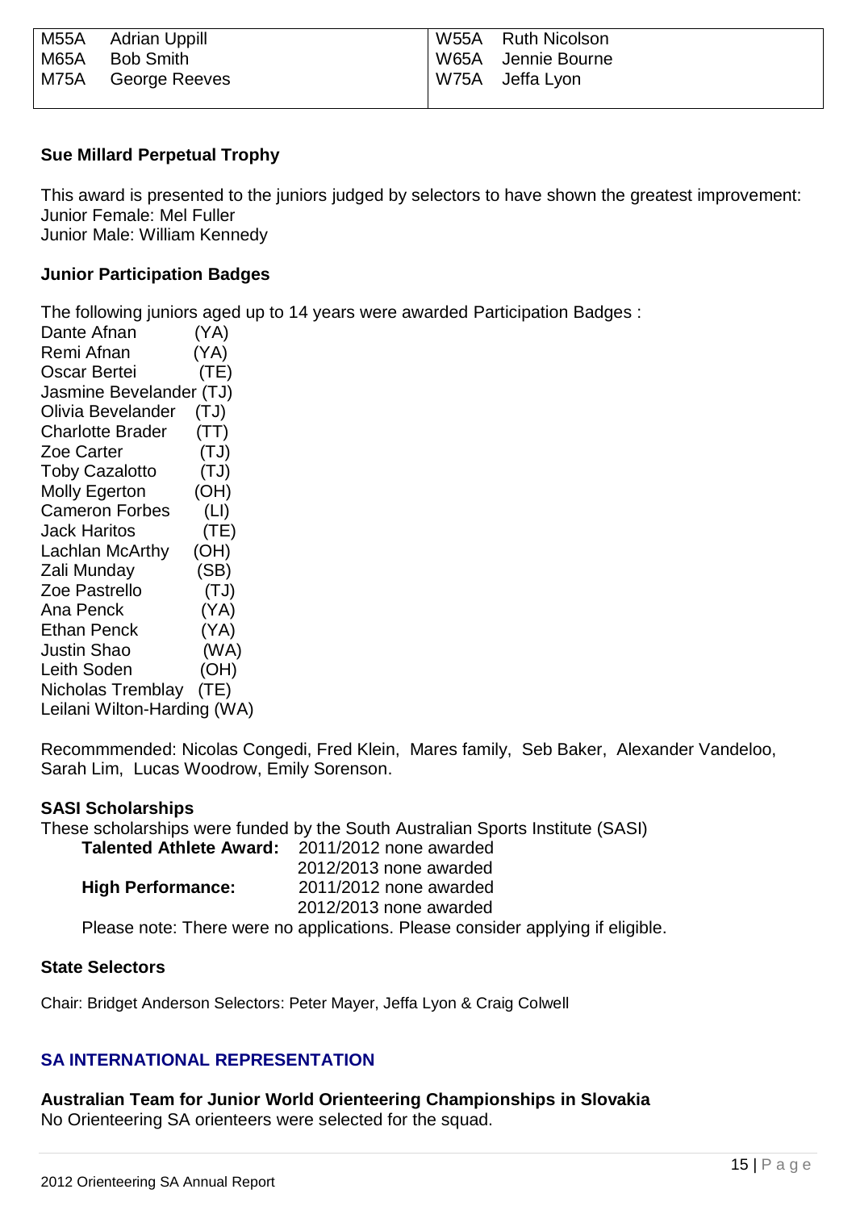| | | | |
|---|---|---|---|
| M55A | Adrian Uppill | W55A | Ruth Nicolson |
| M65A | Bob Smith | W65A | Jennie Bourne |
| M75A | George Reeves | W75A | Jeffa Lyon |

**Sue Millard Perpetual Trophy**

This award is presented to the juniors judged by selectors to have shown the greatest improvement:
Junior Female: Mel Fuller
Junior Male: William Kennedy

**Junior Participation Badges**

The following juniors aged up to 14 years were awarded Participation Badges :

Dante Afnan (YA)
Remi Afnan (YA)
Oscar Bertei (TE)
Jasmine Bevelander (TJ)
Olivia Bevelander (TJ)
Charlotte Brader (TT)
Zoe Carter (TJ)
Toby Cazalotto (TJ)
Molly Egerton (OH)
Cameron Forbes (LI)
Jack Haritos (TE)
Lachlan McArthy (OH)
Zali Munday (SB)
Zoe Pastrello (TJ)
Ana Penck (YA)
Ethan Penck (YA)
Justin Shao (WA)
Leith Soden (OH)
Nicholas Tremblay (TE)
Leilani Wilton-Harding (WA)

Recommmended: Nicolas Congedi, Fred Klein, Mares family, Seb Baker, Alexander Vandeloo, Sarah Lim, Lucas Woodrow, Emily Sorenson.

**SASI Scholarships**

These scholarships were funded by the South Australian Sports Institute (SASI)

| | |
|---|---|
| **Talented Athlete Award:** | 2011/2012 none awarded |
| | 2012/2013 none awarded |
| **High Performance:** | 2011/2012 none awarded |
| | 2012/2013 none awarded |

Please note: There were no applications. Please consider applying if eligible.

**State Selectors**

Chair: Bridget Anderson Selectors: Peter Mayer, Jeffa Lyon & Craig Colwell

## SA INTERNATIONAL REPRESENTATION

**Australian Team for Junior World Orienteering Championships in Slovakia**
No Orienteering SA orienteers were selected for the squad.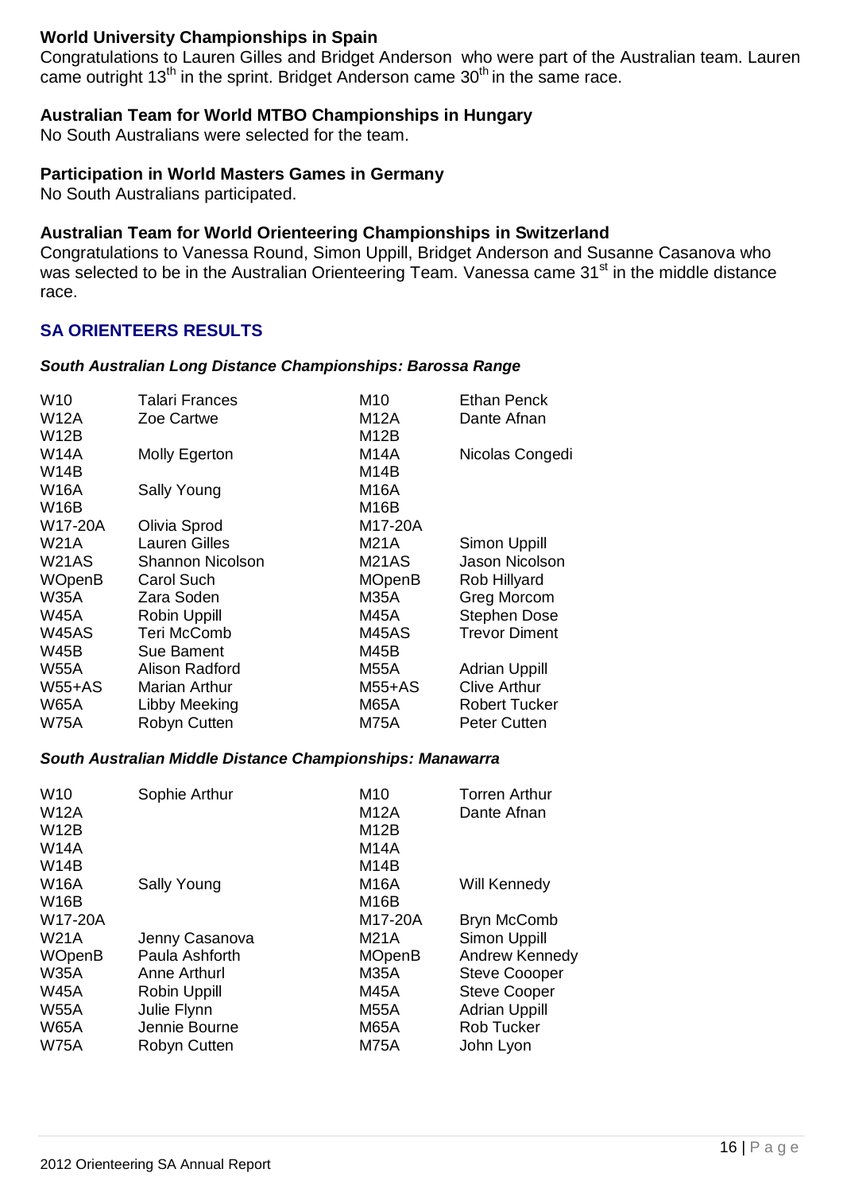### World University Championships in Spain

Congratulations to Lauren Gilles and Bridget Anderson who were part of the Australian team. Lauren came outright 13th in the sprint. Bridget Anderson came 30th in the same race.

### Australian Team for World MTBO Championships in Hungary

No South Australians were selected for the team.

### Participation in World Masters Games in Germany

No South Australians participated.

### Australian Team for World Orienteering Championships in Switzerland

Congratulations to Vanessa Round, Simon Uppill, Bridget Anderson and Susanne Casanova who was selected to be in the Australian Orienteering Team. Vanessa came 31st in the middle distance race.

## SA ORIENTEERS RESULTS

#### *South Australian Long Distance Championships: Barossa Range*

| | | | |
|---|---|---|---|
| W10 | Talari Frances | M10 | Ethan Penck |
| W12A | Zoe Cartwe | M12A | Dante Afnan |
| W12B | | M12B | |
| W14A | Molly Egerton | M14A | Nicolas Congedi |
| W14B | | M14B | |
| W16A | Sally Young | M16A | |
| W16B | | M16B | |
| W17-20A | Olivia Sprod | M17-20A | |
| W21A | Lauren Gilles | M21A | Simon Uppill |
| W21AS | Shannon Nicolson | M21AS | Jason Nicolson |
| WOpenB | Carol Such | MOpenB | Rob Hillyard |
| W35A | Zara Soden | M35A | Greg Morcom |
| W45A | Robin Uppill | M45A | Stephen Dose |
| W45AS | Teri McComb | M45AS | Trevor Diment |
| W45B | Sue Bament | M45B | |
| W55A | Alison Radford | M55A | Adrian Uppill |
| W55+AS | Marian Arthur | M55+AS | Clive Arthur |
| W65A | Libby Meeking | M65A | Robert Tucker |
| W75A | Robyn Cutten | M75A | Peter Cutten |

#### *South Australian Middle Distance Championships: Manawarra*

| | | | |
|---|---|---|---|
| W10 | Sophie Arthur | M10 | Torren Arthur |
| W12A | | M12A | Dante Afnan |
| W12B | | M12B | |
| W14A | | M14A | |
| W14B | | M14B | |
| W16A | Sally Young | M16A | Will Kennedy |
| W16B | | M16B | |
| W17-20A | | M17-20A | Bryn McComb |
| W21A | Jenny Casanova | M21A | Simon Uppill |
| WOpenB | Paula Ashforth | MOpenB | Andrew Kennedy |
| W35A | Anne Arthurl | M35A | Steve Coooper |
| W45A | Robin Uppill | M45A | Steve Cooper |
| W55A | Julie Flynn | M55A | Adrian Uppill |
| W65A | Jennie Bourne | M65A | Rob Tucker |
| W75A | Robyn Cutten | M75A | John Lyon |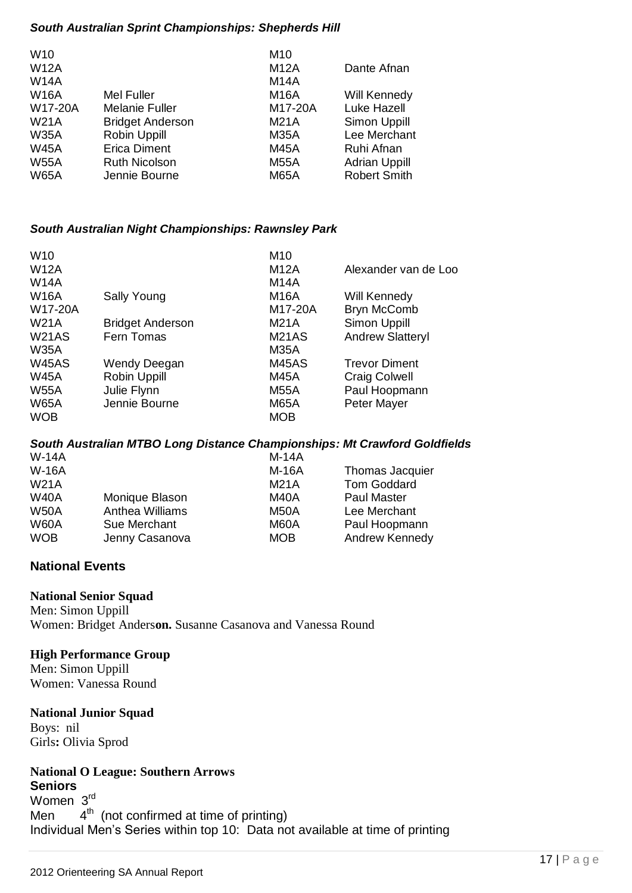### *South Australian Sprint Championships: Shepherds Hill*

| | | | |
|---|---|---|---|
| W10 | | M10 | |
| W12A | | M12A | Dante Afnan |
| W14A | | M14A | |
| W16A | Mel Fuller | M16A | Will Kennedy |
| W17-20A | Melanie Fuller | M17-20A | Luke Hazell |
| W21A | Bridget Anderson | M21A | Simon Uppill |
| W35A | Robin Uppill | M35A | Lee Merchant |
| W45A | Erica Diment | M45A | Ruhi Afnan |
| W55A | Ruth Nicolson | M55A | Adrian Uppill |
| W65A | Jennie Bourne | M65A | Robert Smith |

### *South Australian Night Championships: Rawnsley Park*

| | | | |
|---|---|---|---|
| W10 | | M10 | |
| W12A | | M12A | Alexander van de Loo |
| W14A | | M14A | |
| W16A | Sally Young | M16A | Will Kennedy |
| W17-20A | | M17-20A | Bryn McComb |
| W21A | Bridget Anderson | M21A | Simon Uppill |
| W21AS | Fern Tomas | M21AS | Andrew Slatteryl |
| W35A | | M35A | |
| W45AS | Wendy Deegan | M45AS | Trevor Diment |
| W45A | Robin Uppill | M45A | Craig Colwell |
| W55A | Julie Flynn | M55A | Paul Hoopmann |
| W65A | Jennie Bourne | M65A | Peter Mayer |
| WOB | | MOB | |

### *South Australian MTBO Long Distance Championships: Mt Crawford Goldfields*

| | | | |
|---|---|---|---|
| W-14A | | M-14A | |
| W-16A | | M-16A | Thomas Jacquier |
| W21A | | M21A | Tom Goddard |
| W40A | Monique Blason | M40A | Paul Master |
| W50A | Anthea Williams | M50A | Lee Merchant |
| W60A | Sue Merchant | M60A | Paul Hoopmann |
| WOB | Jenny Casanova | MOB | Andrew Kennedy |

## National Events

**National Senior Squad**
Men: Simon Uppill
Women: Bridget Anders**on.** Susanne Casanova and Vanessa Round

**High Performance Group**
Men: Simon Uppill
Women: Vanessa Round

**National Junior Squad**
Boys: nil
Girls**:** Olivia Sprod

**National O League: Southern Arrows**
**Seniors**
Women 3rd
Men 4th (not confirmed at time of printing)
Individual Men's Series within top 10: Data not available at time of printing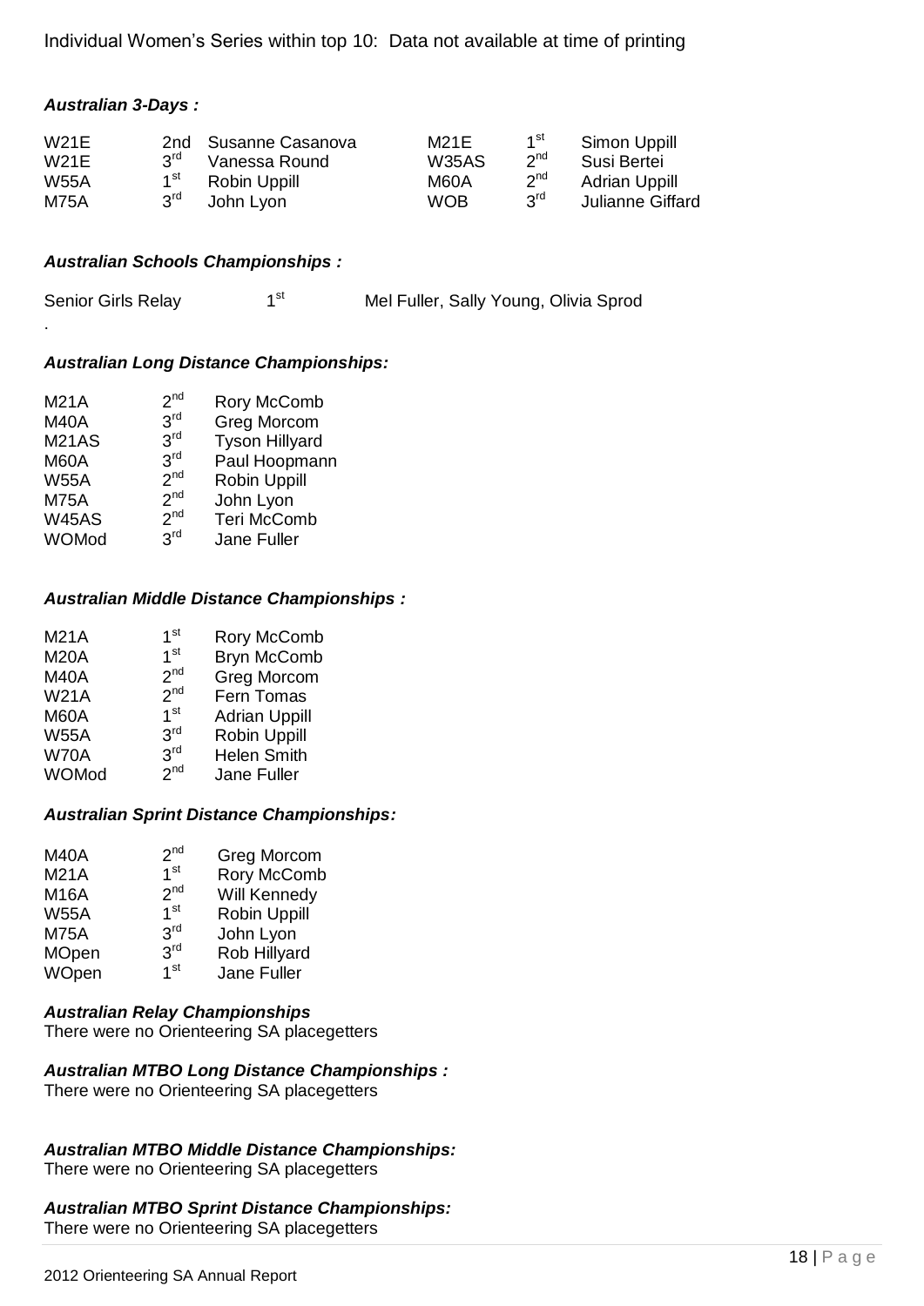Individual Women's Series within top 10: Data not available at time of printing

***Australian 3-Days :***

| | | | | | |
|---|---|---|---|---|---|
| W21E | 2nd | Susanne Casanova | M21E | 1st | Simon Uppill |
| W21E | 3rd | Vanessa Round | W35AS | 2nd | Susi Bertei |
| W55A | 1st | Robin Uppill | M60A | 2nd | Adrian Uppill |
| M75A | 3rd | John Lyon | WOB | 3rd | Julianne Giffard |

***Australian Schools Championships :***

| | | |
|---|---|---|
| Senior Girls Relay | 1st | Mel Fuller, Sally Young, Olivia Sprod |

.

***Australian Long Distance Championships:***

| | | |
|---|---|---|
| M21A | 2nd | Rory McComb |
| M40A | 3rd | Greg Morcom |
| M21AS | 3rd | Tyson Hillyard |
| M60A | 3rd | Paul Hoopmann |
| W55A | 2nd | Robin Uppill |
| M75A | 2nd | John Lyon |
| W45AS | 2nd | Teri McComb |
| WOMod | 3rd | Jane Fuller |

***Australian Middle Distance Championships :***

| | | |
|---|---|---|
| M21A | 1st | Rory McComb |
| M20A | 1st | Bryn McComb |
| M40A | 2nd | Greg Morcom |
| W21A | 2nd | Fern Tomas |
| M60A | 1st | Adrian Uppill |
| W55A | 3rd | Robin Uppill |
| W70A | 3rd | Helen Smith |
| WOMod | 2nd | Jane Fuller |

***Australian Sprint Distance Championships:***

| | | |
|---|---|---|
| M40A | 2nd | Greg Morcom |
| M21A | 1st | Rory McComb |
| M16A | 2nd | Will Kennedy |
| W55A | 1st | Robin Uppill |
| M75A | 3rd | John Lyon |
| MOpen | 3rd | Rob Hillyard |
| WOpen | 1st | Jane Fuller |

***Australian Relay Championships***

There were no Orienteering SA placegetters

***Australian MTBO Long Distance Championships :***

There were no Orienteering SA placegetters

***Australian MTBO Middle Distance Championships:***

There were no Orienteering SA placegetters

***Australian MTBO Sprint Distance Championships:***

There were no Orienteering SA placegetters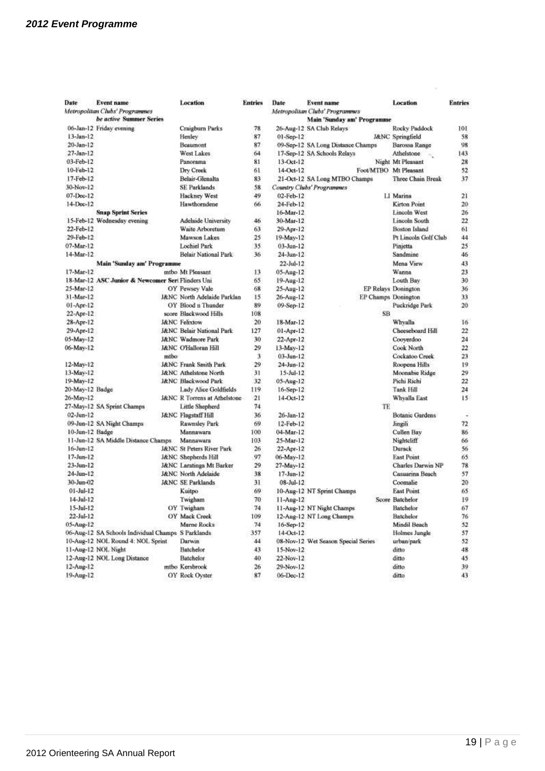## *2012 Event Programme*

| Date | Event name | | Location | Entries |
|---|---|---|---|---|
| *Metropolitan Clubs' Programmes* | | | | |
| | ***be active* Summer Series** | | | |
| 06-Jan-12 | Friday evening | | Craigburn Parks | 78 |
| 13-Jan-12 | | | Henley | 87 |
| 20-Jan-12 | | | Beaumont | 87 |
| 27-Jan-12 | | | West Lakes | 64 |
| 03-Feb-12 | | | Panorama | 81 |
| 10-Feb-12 | | | Dry Creek | 61 |
| 17-Feb-12 | | | Belair-Glenalta | 83 |
| 30-Nov-12 | | | SE Parklands | 58 |
| 07-Dec-12 | | | Hackney West | 49 |
| 14-Dec-12 | | | Hawthorndene | 66 |
| | **Snap Sprint Series** | | | |
| 15-Feb-12 | Wednesday evening | | Adelaide University | 46 |
| 22-Feb-12 | | | Waite Arboretum | 63 |
| 29-Feb-12 | | | Mawson Lakes | 25 |
| 07-Mar-12 | | | Lochiel Park | 35 |
| 14-Mar-12 | | | Belair National Park | 36 |
| | **Main 'Sunday am' Programme** | | | |
| 17-Mar-12 | | mtbo | Mt Pleasant | 13 |
| 18-Mar-12 | ASC Junior & Newcomer Seri | | Flinders Uni | 65 |
| 25-Mar-12 | | OY | Pewsey Vale | 68 |
| 31-Mar-12 | | J&NC | North Adelaide Parklan | 15 |
| 01-Apr-12 | | OY | Blood n Thunder | 89 |
| 22-Apr-12 | | score | Blackwood Hills | 108 |
| 28-Apr-12 | | J&NC | Felixtow | 20 |
| 29-Apr-12 | | J&NC | Belair National Park | 127 |
| 05-May-12 | | J&NC | Wadmore Park | 30 |
| 06-May-12 | | J&NC | O'Halloran Hill | 29 |
| | | mtbo | | 3 |
| 12-May-12 | | J&NC | Frank Smith Park | 29 |
| 13-May-12 | | J&NC | Athelstone North | 31 |
| 19-May-12 | | J&NC | Blackwood Park | 32 |
| 20-May-12 | Badge | | Lady Alice Goldfields | 119 |
| 26-May-12 | | J&NC | R Torrens at Athelstone | 21 |
| 27-May-12 | SA Sprint Champs | | Little Shepherd | 74 |
| 02-Jun-12 | | J&NC | Flagstaff Hill | 36 |
| 09-Jun-12 | SA Night Champs | | Rawnsley Park | 69 |
| 10-Jun-12 | Badge | | Mannawarra | 100 |
| 11-Jun-12 | SA Middle Distance Champs | | Mannawarra | 103 |
| 16-Jun-12 | | J&NC | St Peters River Park | 26 |
| 17-Jun-12 | | J&NC | Shepherds Hill | 97 |
| 23-Jun-12 | | J&NC | Laratinga Mt Barker | 29 |
| 24-Jun-12 | | J&NC | North Adelaide | 38 |
| 30-Jun-02 | | J&NC | SE Parklands | 31 |
| 01-Jul-12 | | | Kuitpo | 69 |
| 14-Jul-12 | | | Twigham | 70 |
| 15-Jul-12 | | OY | Twigham | 74 |
| 22-Jul-12 | | OY | Mack Creek | 109 |
| 05-Aug-12 | | | Marne Rocks | 74 |
| 06-Aug-12 | SA Schools Individual Champs | | S Parklands | 357 |
| 10-Aug-12 | NOL Round 4: NOL Sprint | | Darwin | 44 |
| 11-Aug-12 | NOL Night | | Batchelor | 43 |
| 12-Aug-12 | NOL Long Distance | | Batchelor | 40 |
| 12-Aug-12 | | mtbo | Kersbrook | 26 |
| 19-Aug-12 | | OY | Rock Oyster | 87 |

| Date | Event name | | Location | Entries |
|---|---|---|---|---|
| *Metropolitan Clubs' Programmes* | | | | |
| | **Main 'Sunday am' Programme** | | | |
| 26-Aug-12 | SA Club Relays | | Rocky Paddock | 101 |
| 01-Sep-12 | | J&NC | Springfield | 58 |
| 09-Sep-12 | SA Long Distance Champs | | Barossa Range | 98 |
| 17-Sep-12 | SA Schools Relays | | Athelstone | 143 |
| 13-Oct-12 | | Night | Mt Pleasant | 28 |
| 14-Oct-12 | | Foot/MTBO | Mt Pleasant | 52 |
| 21-Oct-12 | SA Long MTBO Champs | | Three Chain Break | 37 |
| *Country Clubs' Programmes* | | | | |
| 02-Feb-12 | | LI | Marina | 21 |
| 24-Feb-12 | | | Kirton Point | 20 |
| 16-Mar-12 | | | Lincoln West | 26 |
| 30-Mar-12 | | | Lincoln South | 22 |
| 29-Apr-12 | | | Boston Island | 61 |
| 19-May-12 | | | Pt Lincoln Golf Club | 44 |
| 03-Jun-12 | | | Pinjetta | 25 |
| 24-Jun-12 | | | Sandmine | 46 |
| 22-Jul-12 | | | Mena View | 43 |
| 05-Aug-12 | | | Wanna | 23 |
| 19-Aug-12 | | | Louth Bay | 30 |
| 25-Aug-12 | | EP Relays | Donington | 36 |
| 26-Aug-12 | | EP Champs | Donington | 33 |
| 09-Sep-12 | | | Puckridge Park | 20 |
| | | SB | | |
| 18-Mar-12 | | | Whyalla | 16 |
| 01-Apr-12 | | | Cheeseboard Hill | 22 |
| 22-Apr-12 | | | Cooyerdoo | 24 |
| 13-May-12 | | | Cook North | 22 |
| 03-Jun-12 | | | Cockatoo Creek | 23 |
| 24-Jun-12 | | | Roopena Hills | 19 |
| 15-Jul-12 | | | Moonabie Ridge | 29 |
| 05-Aug-12 | | | Pichi Richi | 22 |
| 16-Sep-12 | | | Tank Hill | 24 |
| 14-Oct-12 | | | Whyalla East | 15 |
| | | TE | | |
| 26-Jan-12 | | | Botanic Gardens | - |
| 12-Feb-12 | | | Jingili | 72 |
| 04-Mar-12 | | | Cullen Bay | 86 |
| 25-Mar-12 | | | Nightcliff | 66 |
| 22-Apr-12 | | | Durack | 56 |
| 06-May-12 | | | East Point | 65 |
| 27-May-12 | | | Charles Darwin NP | 78 |
| 17-Jun-12 | | | Casuarina Beach | 57 |
| 08-Jul-12 | | | Coomalie | 20 |
| 10-Aug-12 | NT Sprint Champs | | East Point | 65 |
| 11-Aug-12 | | Score | Batchelor | 19 |
| 11-Aug-12 | NT Night Champs | | Batchelor | 67 |
| 12-Aug-12 | NT Long Champs | | Batchelor | 76 |
| 16-Sep-12 | | | Mindil Beach | 52 |
| 14-Oct-12 | | | Holmes Jungle | 57 |
| 08-Nov-12 | Wet Season Special Series | | urban/park | 52 |
| 15-Nov-12 | | | ditto | 48 |
| 22-Nov-12 | | | ditto | 45 |
| 29-Nov-12 | | | ditto | 39 |
| 06-Dec-12 | | | ditto | 43 |